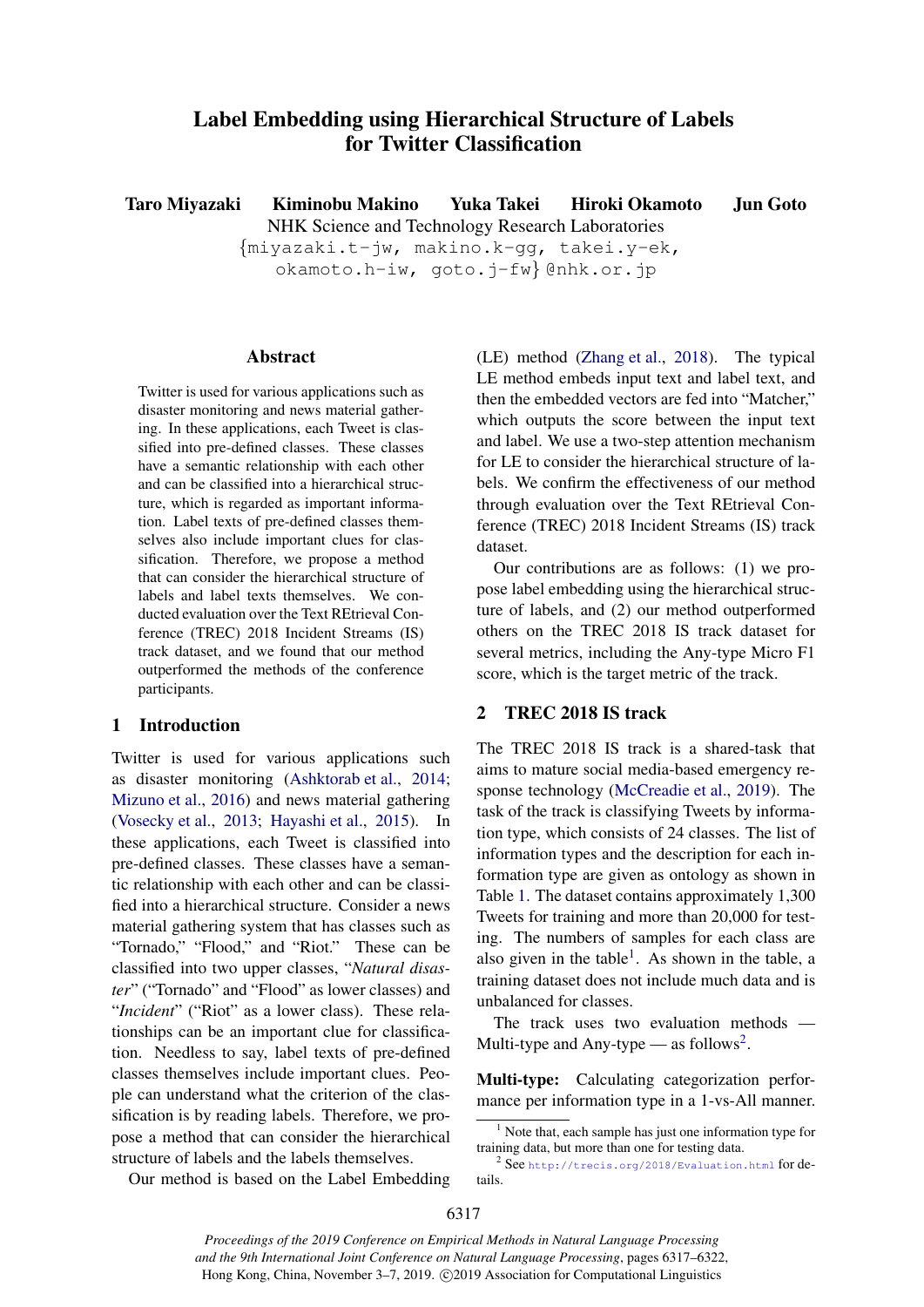# Label Embedding using Hierarchical Structure of Labels for Twitter Classification

**Taro Miyazaki Kiminobu Makino Yuka Takei Hiroki Okamoto Jun Goto**

NHK Science and Technology Research Laboratories

{miyazaki.t-jw, makino.k-gg, takei.y-ek, okamoto.h-iw, goto.j-fw}@nhk.or.jp

## Abstract

Twitter is used for various applications such as disaster monitoring and news material gathering. In these applications, each Tweet is classified into pre-defined classes. These classes have a semantic relationship with each other and can be classified into a hierarchical structure, which is regarded as important information. Label texts of pre-defined classes themselves also include important clues for classification. Therefore, we propose a method that can consider the hierarchical structure of labels and label texts themselves. We conducted evaluation over the Text REtrieval Conference (TREC) 2018 Incident Streams (IS) track dataset, and we found that our method outperformed the methods of the conference participants.

## 1 Introduction

Twitter is used for various applications such as disaster monitoring (Ashktorab et al., 2014; Mizuno et al., 2016) and news material gathering (Vosecky et al., 2013; Hayashi et al., 2015). In these applications, each Tweet is classified into pre-defined classes. These classes have a semantic relationship with each other and can be classified into a hierarchical structure. Consider a news material gathering system that has classes such as "Tornado," "Flood," and "Riot." These can be classified into two upper classes, "*Natural disaster*" ("Tornado" and "Flood" as lower classes) and "*Incident*" ("Riot" as a lower class). These relationships can be an important clue for classification. Needless to say, label texts of pre-defined classes themselves include important clues. People can understand what the criterion of the classification is by reading labels. Therefore, we propose a method that can consider the hierarchical structure of labels and the labels themselves.

Our method is based on the Label Embedding (LE) method (Zhang et al., 2018). The typical LE method embeds input text and label text, and then the embedded vectors are fed into "Matcher," which outputs the score between the input text and label. We use a two-step attention mechanism for LE to consider the hierarchical structure of labels. We confirm the effectiveness of our method through evaluation over the Text REtrieval Conference (TREC) 2018 Incident Streams (IS) track dataset.

Our contributions are as follows: (1) we propose label embedding using the hierarchical structure of labels, and (2) our method outperformed others on the TREC 2018 IS track dataset for several metrics, including the Any-type Micro F1 score, which is the target metric of the track.

## 2 TREC 2018 IS track

The TREC 2018 IS track is a shared-task that aims to mature social media-based emergency response technology (McCreadie et al., 2019). The task of the track is classifying Tweets by information type, which consists of 24 classes. The list of information types and the description for each information type are given as ontology as shown in Table 1. The dataset contains approximately 1,300 Tweets for training and more than 20,000 for testing. The numbers of samples for each class are also given in the table[1]. As shown in the table, a training dataset does not include much data and is unbalanced for classes.

The track uses two evaluation methods — Multi-type and Any-type — as follows[2].

**Multi-type:** Calculating categorization performance per information type in a 1-vs-All manner.

[1] Note that, each sample has just one information type for training data, but more than one for testing data.

[2] See http://trecis.org/2018/Evaluation.html for details.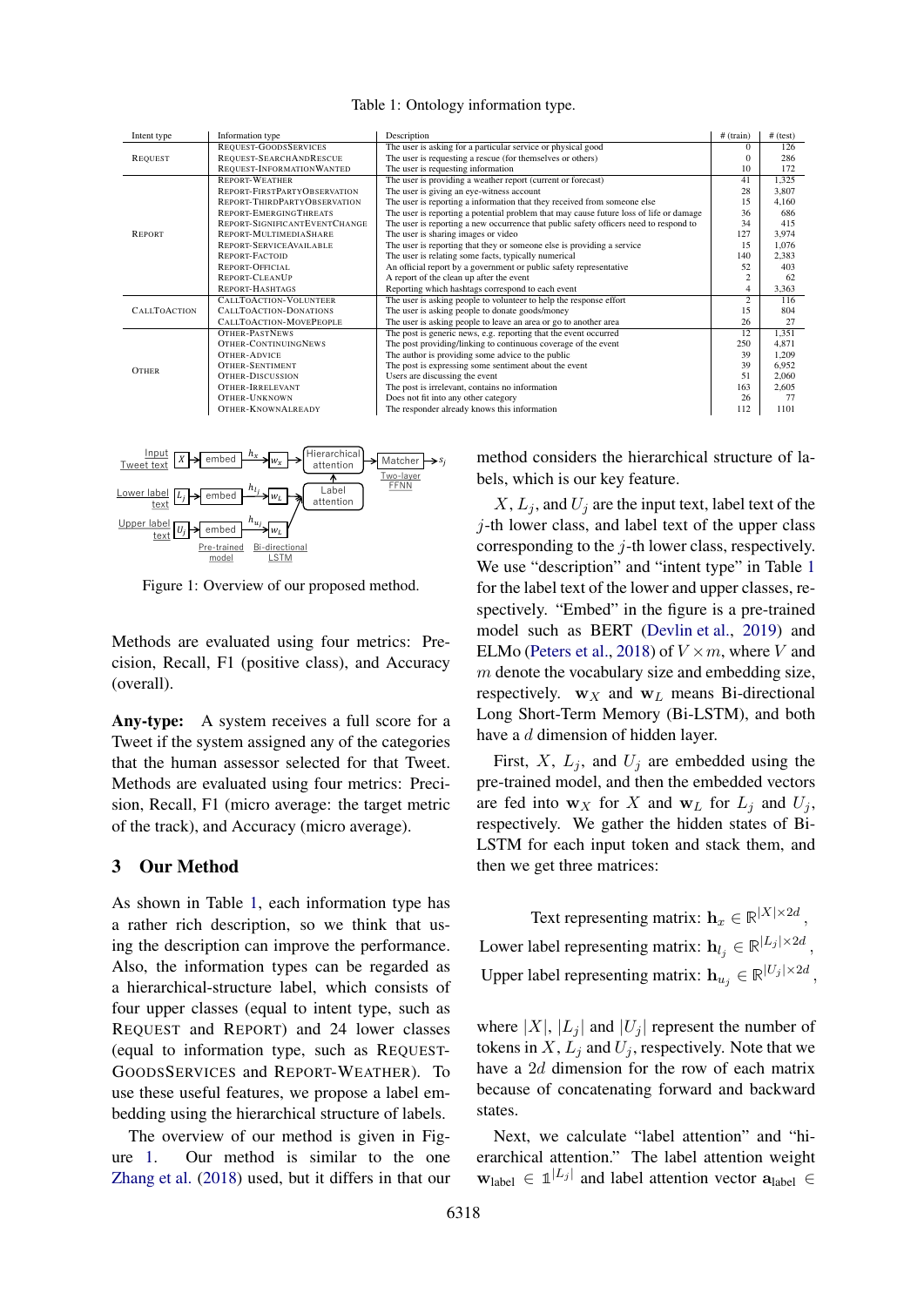Table 1: Ontology information type.

| Intent type | Information type | Description | # (train) | # (test) |
|---|---|---|---|---|
| REQUEST | REQUEST-GOODSSERVICES | The user is asking for a particular service or physical good | 0 | 126 |
| | REQUEST-SEARCHANDRESCUE | The user is requesting a rescue (for themselves or others) | 0 | 286 |
| | REQUEST-INFORMATIONWANTED | The user is requesting information | 10 | 172 |
| REPORT | REPORT-WEATHER | The user is providing a weather report (current or forecast) | 41 | 1,325 |
| | REPORT-FIRSTPARTYOBSERVATION | The user is giving an eye-witness account | 28 | 3,807 |
| | REPORT-THIRDPARTYOBSERVATION | The user is reporting a information that they received from someone else | 15 | 4,160 |
| | REPORT-EMERGINGTHREATS | The user is reporting a potential problem that may cause future loss of life or damage | 36 | 686 |
| | REPORT-SIGNIFICANTEVENTCHANGE | The user is reporting a new occurrence that public safety officers need to respond to | 34 | 415 |
| | REPORT-MULTIMEDIASHARE | The user is sharing images or video | 127 | 3,974 |
| | REPORT-SERVICEAVAILABLE | The user is reporting that they or someone else is providing a service | 15 | 1,076 |
| | REPORT-FACTOID | The user is relating some facts, typically numerical | 140 | 2,383 |
| | REPORT-OFFICIAL | An official report by a government or public safety representative | 52 | 403 |
| | REPORT-CLEANUP | A report of the clean up after the event | 2 | 62 |
| | REPORT-HASHTAGS | Reporting which hashtags correspond to each event | 4 | 3,363 |
| CALLTOACTION | CALLTOACTION-VOLUNTEER | The user is asking people to volunteer to help the response effort | 2 | 116 |
| | CALLTOACTION-DONATIONS | The user is asking people to donate goods/money | 15 | 804 |
| | CALLTOACTION-MOVEPEOPLE | The user is asking people to leave an area or go to another area | 26 | 27 |
| OTHER | OTHER-PASTNEWS | The post is generic news, e.g. reporting that the event occurred | 12 | 1,351 |
| | OTHER-CONTINUINGNEWS | The post providing/linking to continuous coverage of the event | 250 | 4,871 |
| | OTHER-ADVICE | The author is providing some advice to the public | 39 | 1,209 |
| | OTHER-SENTIMENT | The post is expressing some sentiment about the event | 39 | 6,952 |
| | OTHER-DISCUSSION | Users are discussing the event | 51 | 2,060 |
| | OTHER-IRRELEVANT | The post is irrelevant, contains no information | 163 | 2,605 |
| | OTHER-UNKNOWN | Does not fit into any other category | 26 | 77 |
| | OTHER-KNOWNALREADY | The responder already knows this information | 112 | 1101 |

Figure 1: Overview of our proposed method.

Methods are evaluated using four metrics: Precision, Recall, F1 (positive class), and Accuracy (overall).

**Any-type:** A system receives a full score for a Tweet if the system assigned any of the categories that the human assessor selected for that Tweet. Methods are evaluated using four metrics: Precision, Recall, F1 (micro average: the target metric of the track), and Accuracy (micro average).

## 3 Our Method

As shown in Table 1, each information type has a rather rich description, so we think that using the description can improve the performance. Also, the information types can be regarded as a hierarchical-structure label, which consists of four upper classes (equal to intent type, such as REQUEST and REPORT) and 24 lower classes (equal to information type, such as REQUEST-GOODSSERVICES and REPORT-WEATHER). To use these useful features, we propose a label embedding using the hierarchical structure of labels.

The overview of our method is given in Figure 1. Our method is similar to the one Zhang et al. (2018) used, but it differs in that our method considers the hierarchical structure of labels, which is our key feature.

$X$, $L_j$, and $U_j$ are the input text, label text of the $j$-th lower class, and label text of the upper class corresponding to the $j$-th lower class, respectively. We use "description" and "intent type" in Table 1 for the label text of the lower and upper classes, respectively. "Embed" in the figure is a pre-trained model such as BERT (Devlin et al., 2019) and ELMo (Peters et al., 2018) of $V \times m$, where $V$ and $m$ denote the vocabulary size and embedding size, respectively. $\mathbf{w}_X$ and $\mathbf{w}_L$ means Bi-directional Long Short-Term Memory (Bi-LSTM), and both have a $d$ dimension of hidden layer.

First, $X$, $L_j$, and $U_j$ are embedded using the pre-trained model, and then the embedded vectors are fed into $\mathbf{w}_X$ for $X$ and $\mathbf{w}_L$ for $L_j$ and $U_j$, respectively. We gather the hidden states of Bi-LSTM for each input token and stack them, and then we get three matrices:

$$\text{Text representing matrix: } \mathbf{h}_x \in \mathbb{R}^{|X| \times 2d},$$
$$\text{Lower label representing matrix: } \mathbf{h}_{l_j} \in \mathbb{R}^{|L_j| \times 2d},$$
$$\text{Upper label representing matrix: } \mathbf{h}_{u_j} \in \mathbb{R}^{|U_j| \times 2d},$$

where $|X|$, $|L_j|$ and $|U_j|$ represent the number of tokens in $X$, $L_j$ and $U_j$, respectively. Note that we have a $2d$ dimension for the row of each matrix because of concatenating forward and backward states.

Next, we calculate "label attention" and "hierarchical attention." The label attention weight $\mathbf{w}_{\text{label}} \in \mathbb{1}^{|L_j|}$ and label attention vector $\mathbf{a}_{\text{label}} \in$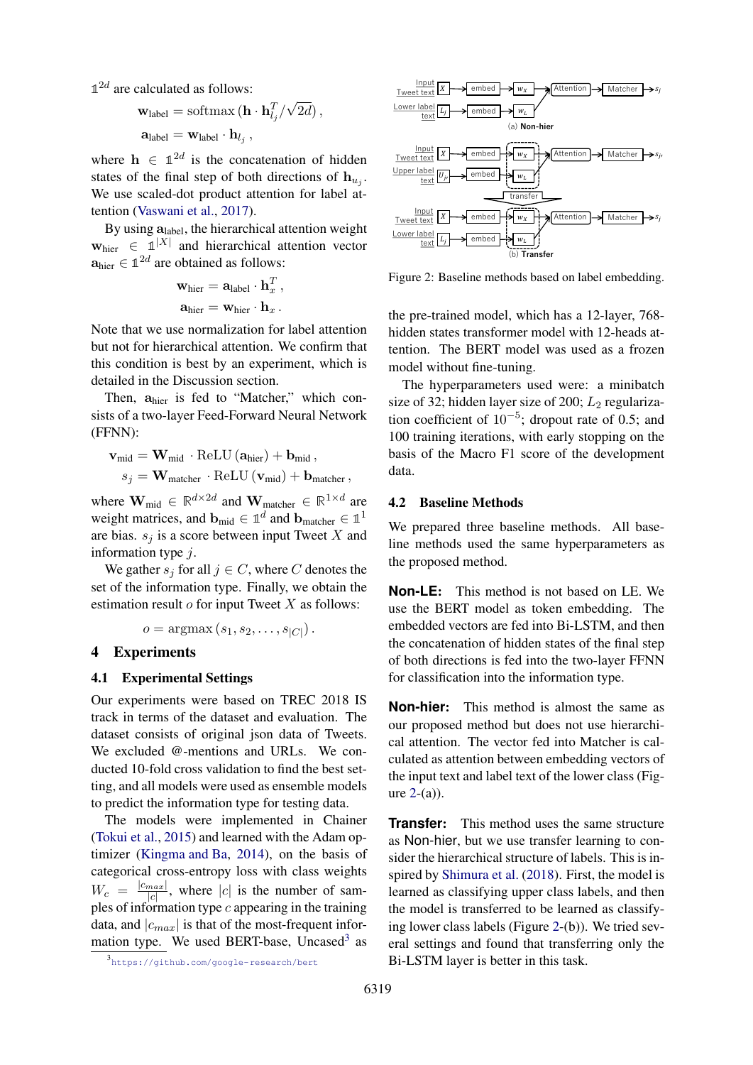$\mathbb{1}^{2d}$ are calculated as follows:

$$\mathbf{w}_{\text{label}} = \text{softmax}\left(\mathbf{h} \cdot \mathbf{h}_{l_j}^T / \sqrt{2d}\right),$$

$$\mathbf{a}_{\text{label}} = \mathbf{w}_{\text{label}} \cdot \mathbf{h}_{l_j},$$

where $\mathbf{h} \in \mathbb{1}^{2d}$ is the concatenation of hidden states of the final step of both directions of $\mathbf{h}_{u_j}$. We use scaled-dot product attention for label attention (Vaswani et al., 2017).

By using $\mathbf{a}_{\text{label}}$, the hierarchical attention weight $\mathbf{w}_{\text{hier}} \in \mathbb{1}^{|X|}$ and hierarchical attention vector $\mathbf{a}_{\text{hier}} \in \mathbb{1}^{2d}$ are obtained as follows:

$$\mathbf{w}_{\text{hier}} = \mathbf{a}_{\text{label}} \cdot \mathbf{h}_x^T,$$

$$\mathbf{a}_{\text{hier}} = \mathbf{w}_{\text{hier}} \cdot \mathbf{h}_x.$$

Note that we use normalization for label attention but not for hierarchical attention. We confirm that this condition is best by an experiment, which is detailed in the Discussion section.

Then, $\mathbf{a}_{\text{hier}}$ is fed to "Matcher," which consists of a two-layer Feed-Forward Neural Network (FFNN):

$$\mathbf{v}_{\text{mid}} = \mathbf{W}_{\text{mid}} \cdot \text{ReLU}(\mathbf{a}_{\text{hier}}) + \mathbf{b}_{\text{mid}},$$

$$s_j = \mathbf{W}_{\text{matcher}} \cdot \text{ReLU}(\mathbf{v}_{\text{mid}}) + \mathbf{b}_{\text{matcher}},$$

where $\mathbf{W}_{\text{mid}} \in \mathbb{R}^{d \times 2d}$ and $\mathbf{W}_{\text{matcher}} \in \mathbb{R}^{1 \times d}$ are weight matrices, and $\mathbf{b}_{\text{mid}} \in \mathbb{1}^{d}$ and $\mathbf{b}_{\text{matcher}} \in \mathbb{1}^{1}$ are bias. $s_j$ is a score between input Tweet $X$ and information type $j$.

We gather $s_j$ for all $j \in C$, where $C$ denotes the set of the information type. Finally, we obtain the estimation result $o$ for input Tweet $X$ as follows:

$$o = \text{argmax}\left(s_1, s_2, \ldots, s_{|C|}\right).$$

# 4 Experiments

## 4.1 Experimental Settings

Our experiments were based on TREC 2018 IS track in terms of the dataset and evaluation. The dataset consists of original json data of Tweets. We excluded @-mentions and URLs. We conducted 10-fold cross validation to find the best setting, and all models were used as ensemble models to predict the information type for testing data.

The models were implemented in Chainer (Tokui et al., 2015) and learned with the Adam optimizer (Kingma and Ba, 2014), on the basis of categorical cross-entropy loss with class weights $W_c = \frac{|c_{max}|}{|c|}$, where $|c|$ is the number of samples of information type $c$ appearing in the training data, and $|c_{max}|$ is that of the most-frequent information type. We used BERT-base, Uncased[3] as the pre-trained model, which has a 12-layer, 768-hidden states transformer model with 12-heads attention. The BERT model was used as a frozen model without fine-tuning.

The hyperparameters used were: a minibatch size of 32; hidden layer size of 200; $L_2$ regularization coefficient of $10^{-5}$; dropout rate of 0.5; and 100 training iterations, with early stopping on the basis of the Macro F1 score of the development data.

[3] https://github.com/google-research/bert

Figure 2: Baseline methods based on label embedding.

## 4.2 Baseline Methods

We prepared three baseline methods. All baseline methods used the same hyperparameters as the proposed method.

**Non-LE:** This method is not based on LE. We use the BERT model as token embedding. The embedded vectors are fed into Bi-LSTM, and then the concatenation of hidden states of the final step of both directions is fed into the two-layer FFNN for classification into the information type.

**Non-hier:** This method is almost the same as our proposed method but does not use hierarchical attention. The vector fed into Matcher is calculated as attention between embedding vectors of the input text and label text of the lower class (Figure 2-(a)).

**Transfer:** This method uses the same structure as Non-hier, but we use transfer learning to consider the hierarchical structure of labels. This is inspired by Shimura et al. (2018). First, the model is learned as classifying upper class labels, and then the model is transferred to be learned as classifying lower class labels (Figure 2-(b)). We tried several settings and found that transferring only the Bi-LSTM layer is better in this task.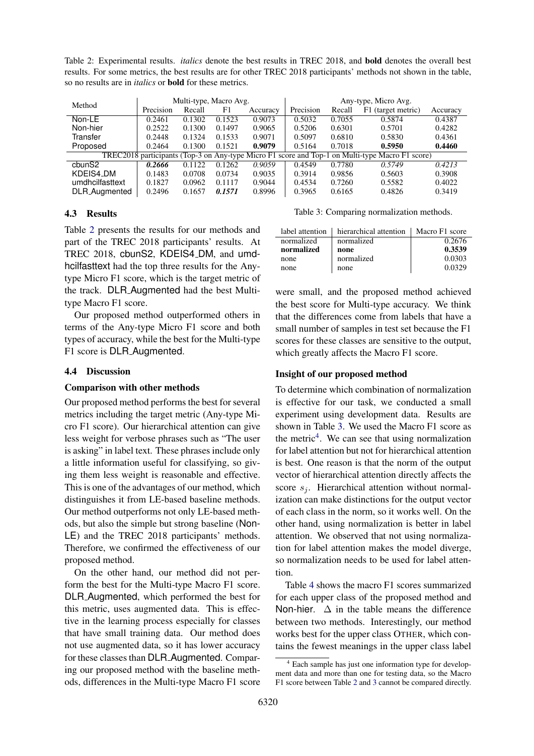Table 2: Experimental results. *italics* denote the best results in TREC 2018, and **bold** denotes the overall best results. For some metrics, the best results are for other TREC 2018 participants' methods not shown in the table, so no results are in *italics* or **bold** for these metrics.

| Method | Multi-type, Macro Avg. | | | | Any-type, Micro Avg. | | | |
|---|---|---|---|---|---|---|---|---|
| | Precision | Recall | F1 | Accuracy | Precision | Recall | F1 (target metric) | Accuracy |
| Non-LE | 0.2461 | 0.1302 | 0.1523 | 0.9073 | 0.5032 | 0.7055 | 0.5874 | 0.4387 |
| Non-hier | 0.2522 | 0.1300 | 0.1497 | 0.9065 | 0.5206 | 0.6301 | 0.5701 | 0.4282 |
| Transfer | 0.2448 | 0.1324 | 0.1533 | 0.9071 | 0.5097 | 0.6810 | 0.5830 | 0.4361 |
| Proposed | 0.2464 | 0.1300 | 0.1521 | **0.9079** | 0.5164 | 0.7018 | **0.5950** | **0.4460** |
| TREC2018 participants (Top-3 on Any-type Micro F1 score and Top-1 on Multi-type Macro F1 score) | | | | | | | | |
| cbunS2 | ***0.2666*** | 0.1122 | 0.1262 | *0.9059* | 0.4549 | 0.7780 | *0.5749* | *0.4213* |
| KDEIS4_DM | 0.1483 | 0.0708 | 0.0734 | 0.9035 | 0.3914 | 0.9856 | 0.5603 | 0.3908 |
| umdhcilfasttext | 0.1827 | 0.0962 | 0.1117 | 0.9044 | 0.4534 | 0.7260 | 0.5582 | 0.4022 |
| DLR_Augmented | 0.2496 | 0.1657 | ***0.1571*** | 0.8996 | 0.3965 | 0.6165 | 0.4826 | 0.3419 |

### 4.3 Results

Table 2 presents the results for our methods and part of the TREC 2018 participants' results. At TREC 2018, cbunS2, KDEIS4_DM, and umdhcilfasttext had the top three results for the Any-type Micro F1 score, which is the target metric of the track. DLR_Augmented had the best Multi-type Macro F1 score.

Our proposed method outperformed others in terms of the Any-type Micro F1 score and both types of accuracy, while the best for the Multi-type F1 score is DLR_Augmented.

### 4.4 Discussion

**Comparison with other methods**

Our proposed method performs the best for several metrics including the target metric (Any-type Micro F1 score). Our hierarchical attention can give less weight for verbose phrases such as "The user is asking" in label text. These phrases include only a little information useful for classifying, so giving them less weight is reasonable and effective. This is one of the advantages of our method, which distinguishes it from LE-based baseline methods. Our method outperforms not only LE-based methods, but also the simple but strong baseline (Non-LE) and the TREC 2018 participants' methods. Therefore, we confirmed the effectiveness of our proposed method.

On the other hand, our method did not perform the best for the Multi-type Macro F1 score. DLR_Augmented, which performed the best for this metric, uses augmented data. This is effective in the learning process especially for classes that have small training data. Our method does not use augmented data, so it has lower accuracy for these classes than DLR_Augmented. Comparing our proposed method with the baseline methods, differences in the Multi-type Macro F1 score were small, and the proposed method achieved the best score for Multi-type accuracy. We think that the differences come from labels that have a small number of samples in test set because the F1 scores for these classes are sensitive to the output, which greatly affects the Macro F1 score.

Table 3: Comparing normalization methods.

| label attention | hierarchical attention | Macro F1 score |
|---|---|---|
| normalized | normalized | 0.2676 |
| **normalized** | **none** | **0.3539** |
| none | normalized | 0.0303 |
| none | none | 0.0329 |

**Insight of our proposed method**

To determine which combination of normalization is effective for our task, we conducted a small experiment using development data. Results are shown in Table 3. We used the Macro F1 score as the metric[4]. We can see that using normalization for label attention but not for hierarchical attention is best. One reason is that the norm of the output vector of hierarchical attention directly affects the score $s_j$. Hierarchical attention without normalization can make distinctions for the output vector of each class in the norm, so it works well. On the other hand, using normalization is better in label attention. We observed that not using normalization for label attention makes the model diverge, so normalization needs to be used for label attention.

Table 4 shows the macro F1 scores summarized for each upper class of the proposed method and Non-hier. $\Delta$ in the table means the difference between two methods. Interestingly, our method works best for the upper class OTHER, which contains the fewest meanings in the upper class label

[4] Each sample has just one information type for development data and more than one for testing data, so the Macro F1 score between Table 2 and 3 cannot be compared directly.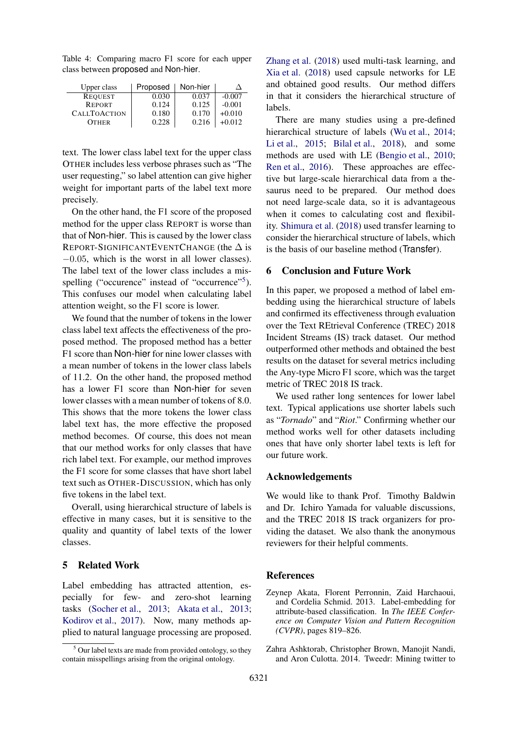Table 4: Comparing macro F1 score for each upper class between proposed and Non-hier.

| Upper class | Proposed | Non-hier | Δ |
|---|---|---|---|
| REQUEST | 0.030 | 0.037 | -0.007 |
| REPORT | 0.124 | 0.125 | -0.001 |
| CALLTOACTION | 0.180 | 0.170 | +0.010 |
| OTHER | 0.228 | 0.216 | +0.012 |

text. The lower class label text for the upper class OTHER includes less verbose phrases such as "The user requesting," so label attention can give higher weight for important parts of the label text more precisely.

On the other hand, the F1 score of the proposed method for the upper class REPORT is worse than that of Non-hier. This is caused by the lower class REPORT-SIGNIFICANTEVENTCHANGE (the $\Delta$ is $-0.05$, which is the worst in all lower classes). The label text of the lower class includes a misspelling ("occurence" instead of "occurrence"[5]). This confuses our model when calculating label attention weight, so the F1 score is lower.

We found that the number of tokens in the lower class label text affects the effectiveness of the proposed method. The proposed method has a better F1 score than Non-hier for nine lower classes with a mean number of tokens in the lower class labels of 11.2. On the other hand, the proposed method has a lower F1 score than Non-hier for seven lower classes with a mean number of tokens of 8.0. This shows that the more tokens the lower class label text has, the more effective the proposed method becomes. Of course, this does not mean that our method works for only classes that have rich label text. For example, our method improves the F1 score for some classes that have short label text such as OTHER-DISCUSSION, which has only five tokens in the label text.

Overall, using hierarchical structure of labels is effective in many cases, but it is sensitive to the quality and quantity of label texts of the lower classes.

## 5 Related Work

Label embedding has attracted attention, especially for few- and zero-shot learning tasks (Socher et al., 2013; Akata et al., 2013; Kodirov et al., 2017). Now, many methods applied to natural language processing are proposed. Zhang et al. (2018) used multi-task learning, and Xia et al. (2018) used capsule networks for LE and obtained good results. Our method differs in that it considers the hierarchical structure of labels.

There are many studies using a pre-defined hierarchical structure of labels (Wu et al., 2014; Li et al., 2015; Bilal et al., 2018), and some methods are used with LE (Bengio et al., 2010; Ren et al., 2016). These approaches are effective but large-scale hierarchical data from a thesaurus need to be prepared. Our method does not need large-scale data, so it is advantageous when it comes to calculating cost and flexibility. Shimura et al. (2018) used transfer learning to consider the hierarchical structure of labels, which is the basis of our baseline method (Transfer).

## 6 Conclusion and Future Work

In this paper, we proposed a method of label embedding using the hierarchical structure of labels and confirmed its effectiveness through evaluation over the Text REtrieval Conference (TREC) 2018 Incident Streams (IS) track dataset. Our method outperformed other methods and obtained the best results on the dataset for several metrics including the Any-type Micro F1 score, which was the target metric of TREC 2018 IS track.

We used rather long sentences for lower label text. Typical applications use shorter labels such as "*Tornado*" and "*Riot*." Confirming whether our method works well for other datasets including ones that have only shorter label texts is left for our future work.

## Acknowledgements

We would like to thank Prof. Timothy Baldwin and Dr. Ichiro Yamada for valuable discussions, and the TREC 2018 IS track organizers for providing the dataset. We also thank the anonymous reviewers for their helpful comments.

## References

Zeynep Akata, Florent Perronnin, Zaid Harchaoui, and Cordelia Schmid. 2013. Label-embedding for attribute-based classification. In *The IEEE Conference on Computer Vision and Pattern Recognition (CVPR)*, pages 819–826.

Zahra Ashktorab, Christopher Brown, Manojit Nandi, and Aron Culotta. 2014. Tweedr: Mining twitter to

[5] Our label texts are made from provided ontology, so they contain misspellings arising from the original ontology.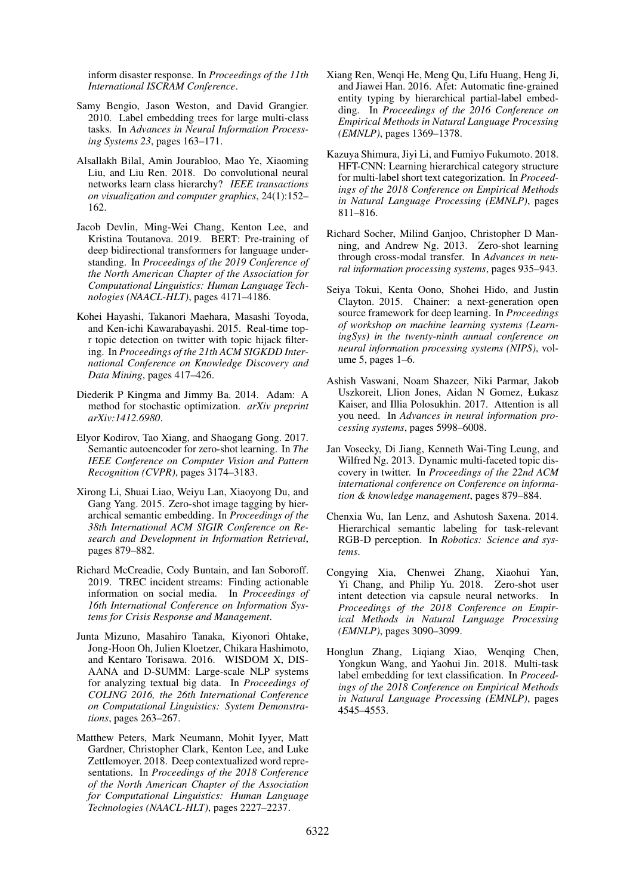inform disaster response. In *Proceedings of the 11th International ISCRAM Conference*.

Samy Bengio, Jason Weston, and David Grangier. 2010. Label embedding trees for large multi-class tasks. In *Advances in Neural Information Processing Systems 23*, pages 163–171.

Alsallakh Bilal, Amin Jourabloo, Mao Ye, Xiaoming Liu, and Liu Ren. 2018. Do convolutional neural networks learn class hierarchy? *IEEE transactions on visualization and computer graphics*, 24(1):152–162.

Jacob Devlin, Ming-Wei Chang, Kenton Lee, and Kristina Toutanova. 2019. BERT: Pre-training of deep bidirectional transformers for language understanding. In *Proceedings of the 2019 Conference of the North American Chapter of the Association for Computational Linguistics: Human Language Technologies (NAACL-HLT)*, pages 4171–4186.

Kohei Hayashi, Takanori Maehara, Masashi Toyoda, and Ken-ichi Kawarabayashi. 2015. Real-time top-r topic detection on twitter with topic hijack filtering. In *Proceedings of the 21th ACM SIGKDD International Conference on Knowledge Discovery and Data Mining*, pages 417–426.

Diederik P Kingma and Jimmy Ba. 2014. Adam: A method for stochastic optimization. *arXiv preprint arXiv:1412.6980*.

Elyor Kodirov, Tao Xiang, and Shaogang Gong. 2017. Semantic autoencoder for zero-shot learning. In *The IEEE Conference on Computer Vision and Pattern Recognition (CVPR)*, pages 3174–3183.

Xirong Li, Shuai Liao, Weiyu Lan, Xiaoyong Du, and Gang Yang. 2015. Zero-shot image tagging by hierarchical semantic embedding. In *Proceedings of the 38th International ACM SIGIR Conference on Research and Development in Information Retrieval*, pages 879–882.

Richard McCreadie, Cody Buntain, and Ian Soboroff. 2019. TREC incident streams: Finding actionable information on social media. In *Proceedings of 16th International Conference on Information Systems for Crisis Response and Management*.

Junta Mizuno, Masahiro Tanaka, Kiyonori Ohtake, Jong-Hoon Oh, Julien Kloetzer, Chikara Hashimoto, and Kentaro Torisawa. 2016. WISDOM X, DISAANA and D-SUMM: Large-scale NLP systems for analyzing textual big data. In *Proceedings of COLING 2016, the 26th International Conference on Computational Linguistics: System Demonstrations*, pages 263–267.

Matthew Peters, Mark Neumann, Mohit Iyyer, Matt Gardner, Christopher Clark, Kenton Lee, and Luke Zettlemoyer. 2018. Deep contextualized word representations. In *Proceedings of the 2018 Conference of the North American Chapter of the Association for Computational Linguistics: Human Language Technologies (NAACL-HLT)*, pages 2227–2237.

Xiang Ren, Wenqi He, Meng Qu, Lifu Huang, Heng Ji, and Jiawei Han. 2016. Afet: Automatic fine-grained entity typing by hierarchical partial-label embedding. In *Proceedings of the 2016 Conference on Empirical Methods in Natural Language Processing (EMNLP)*, pages 1369–1378.

Kazuya Shimura, Jiyi Li, and Fumiyo Fukumoto. 2018. HFT-CNN: Learning hierarchical category structure for multi-label short text categorization. In *Proceedings of the 2018 Conference on Empirical Methods in Natural Language Processing (EMNLP)*, pages 811–816.

Richard Socher, Milind Ganjoo, Christopher D Manning, and Andrew Ng. 2013. Zero-shot learning through cross-modal transfer. In *Advances in neural information processing systems*, pages 935–943.

Seiya Tokui, Kenta Oono, Shohei Hido, and Justin Clayton. 2015. Chainer: a next-generation open source framework for deep learning. In *Proceedings of workshop on machine learning systems (LearningSys) in the twenty-ninth annual conference on neural information processing systems (NIPS)*, volume 5, pages 1–6.

Ashish Vaswani, Noam Shazeer, Niki Parmar, Jakob Uszkoreit, Llion Jones, Aidan N Gomez, Łukasz Kaiser, and Illia Polosukhin. 2017. Attention is all you need. In *Advances in neural information processing systems*, pages 5998–6008.

Jan Vosecky, Di Jiang, Kenneth Wai-Ting Leung, and Wilfred Ng. 2013. Dynamic multi-faceted topic discovery in twitter. In *Proceedings of the 22nd ACM international conference on Conference on information & knowledge management*, pages 879–884.

Chenxia Wu, Ian Lenz, and Ashutosh Saxena. 2014. Hierarchical semantic labeling for task-relevant RGB-D perception. In *Robotics: Science and systems*.

Congying Xia, Chenwei Zhang, Xiaohui Yan, Yi Chang, and Philip Yu. 2018. Zero-shot user intent detection via capsule neural networks. In *Proceedings of the 2018 Conference on Empirical Methods in Natural Language Processing (EMNLP)*, pages 3090–3099.

Honglun Zhang, Liqiang Xiao, Wenqing Chen, Yongkun Wang, and Yaohui Jin. 2018. Multi-task label embedding for text classification. In *Proceedings of the 2018 Conference on Empirical Methods in Natural Language Processing (EMNLP)*, pages 4545–4553.